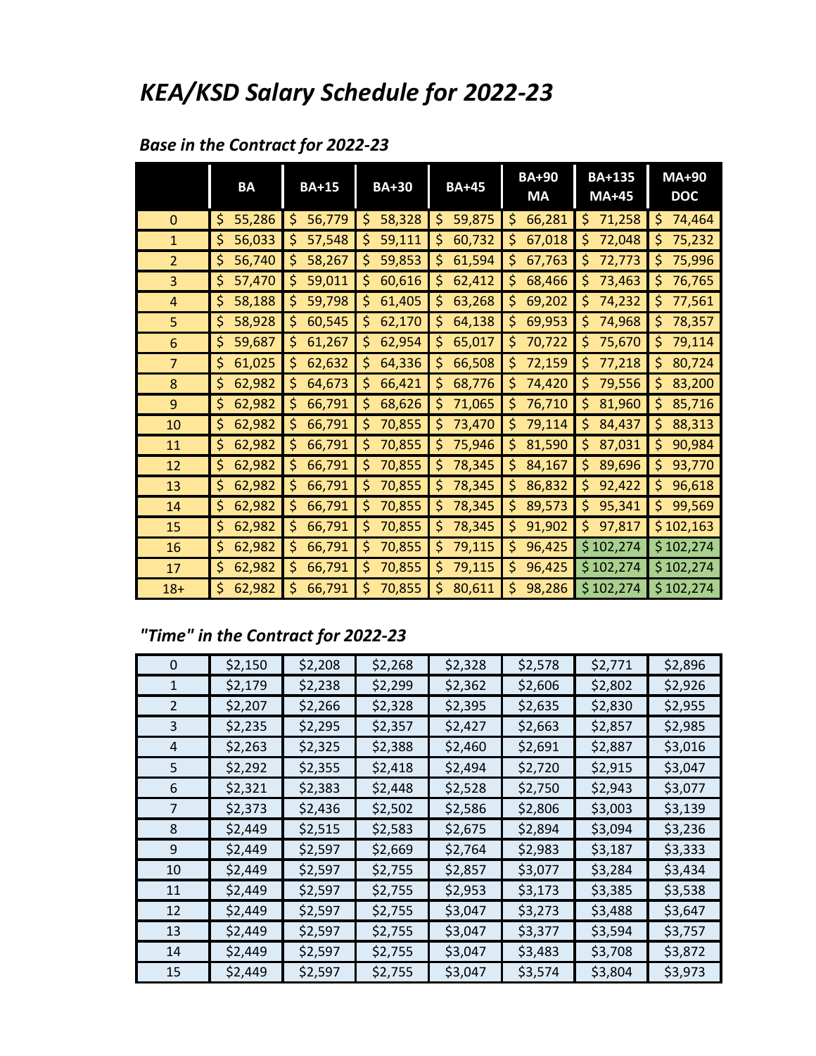# KEA/KSD Salary Schedule for 2022-23

### Base in the Contract for 2022-23

| | BA | BA+15 | BA+30 | BA+45 | BA+90 MA | BA+135 MA+45 | MA+90 DOC |
|---|---|---|---|---|---|---|---|
| 0 | $ 55,286 | $ 56,779 | $ 58,328 | $ 59,875 | $ 66,281 | $ 71,258 | $ 74,464 |
| 1 | $ 56,033 | $ 57,548 | $ 59,111 | $ 60,732 | $ 67,018 | $ 72,048 | $ 75,232 |
| 2 | $ 56,740 | $ 58,267 | $ 59,853 | $ 61,594 | $ 67,763 | $ 72,773 | $ 75,996 |
| 3 | $ 57,470 | $ 59,011 | $ 60,616 | $ 62,412 | $ 68,466 | $ 73,463 | $ 76,765 |
| 4 | $ 58,188 | $ 59,798 | $ 61,405 | $ 63,268 | $ 69,202 | $ 74,232 | $ 77,561 |
| 5 | $ 58,928 | $ 60,545 | $ 62,170 | $ 64,138 | $ 69,953 | $ 74,968 | $ 78,357 |
| 6 | $ 59,687 | $ 61,267 | $ 62,954 | $ 65,017 | $ 70,722 | $ 75,670 | $ 79,114 |
| 7 | $ 61,025 | $ 62,632 | $ 64,336 | $ 66,508 | $ 72,159 | $ 77,218 | $ 80,724 |
| 8 | $ 62,982 | $ 64,673 | $ 66,421 | $ 68,776 | $ 74,420 | $ 79,556 | $ 83,200 |
| 9 | $ 62,982 | $ 66,791 | $ 68,626 | $ 71,065 | $ 76,710 | $ 81,960 | $ 85,716 |
| 10 | $ 62,982 | $ 66,791 | $ 70,855 | $ 73,470 | $ 79,114 | $ 84,437 | $ 88,313 |
| 11 | $ 62,982 | $ 66,791 | $ 70,855 | $ 75,946 | $ 81,590 | $ 87,031 | $ 90,984 |
| 12 | $ 62,982 | $ 66,791 | $ 70,855 | $ 78,345 | $ 84,167 | $ 89,696 | $ 93,770 |
| 13 | $ 62,982 | $ 66,791 | $ 70,855 | $ 78,345 | $ 86,832 | $ 92,422 | $ 96,618 |
| 14 | $ 62,982 | $ 66,791 | $ 70,855 | $ 78,345 | $ 89,573 | $ 95,341 | $ 99,569 |
| 15 | $ 62,982 | $ 66,791 | $ 70,855 | $ 78,345 | $ 91,902 | $ 97,817 | $ 102,163 |
| 16 | $ 62,982 | $ 66,791 | $ 70,855 | $ 79,115 | $ 96,425 | $ 102,274 | $ 102,274 |
| 17 | $ 62,982 | $ 66,791 | $ 70,855 | $ 79,115 | $ 96,425 | $ 102,274 | $ 102,274 |
| 18+ | $ 62,982 | $ 66,791 | $ 70,855 | $ 80,611 | $ 98,286 | $ 102,274 | $ 102,274 |

### "Time" in the Contract for 2022-23

| | | | | | | | |
|---|---|---|---|---|---|---|---|
| 0 | $2,150 | $2,208 | $2,268 | $2,328 | $2,578 | $2,771 | $2,896 |
| 1 | $2,179 | $2,238 | $2,299 | $2,362 | $2,606 | $2,802 | $2,926 |
| 2 | $2,207 | $2,266 | $2,328 | $2,395 | $2,635 | $2,830 | $2,955 |
| 3 | $2,235 | $2,295 | $2,357 | $2,427 | $2,663 | $2,857 | $2,985 |
| 4 | $2,263 | $2,325 | $2,388 | $2,460 | $2,691 | $2,887 | $3,016 |
| 5 | $2,292 | $2,355 | $2,418 | $2,494 | $2,720 | $2,915 | $3,047 |
| 6 | $2,321 | $2,383 | $2,448 | $2,528 | $2,750 | $2,943 | $3,077 |
| 7 | $2,373 | $2,436 | $2,502 | $2,586 | $2,806 | $3,003 | $3,139 |
| 8 | $2,449 | $2,515 | $2,583 | $2,675 | $2,894 | $3,094 | $3,236 |
| 9 | $2,449 | $2,597 | $2,669 | $2,764 | $2,983 | $3,187 | $3,333 |
| 10 | $2,449 | $2,597 | $2,755 | $2,857 | $3,077 | $3,284 | $3,434 |
| 11 | $2,449 | $2,597 | $2,755 | $2,953 | $3,173 | $3,385 | $3,538 |
| 12 | $2,449 | $2,597 | $2,755 | $3,047 | $3,273 | $3,488 | $3,647 |
| 13 | $2,449 | $2,597 | $2,755 | $3,047 | $3,377 | $3,594 | $3,757 |
| 14 | $2,449 | $2,597 | $2,755 | $3,047 | $3,483 | $3,708 | $3,872 |
| 15 | $2,449 | $2,597 | $2,755 | $3,047 | $3,574 | $3,804 | $3,973 |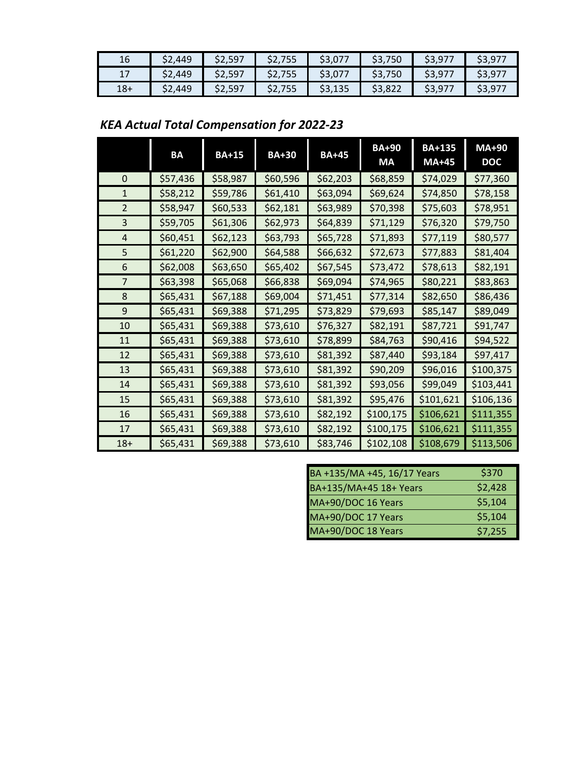| | | | | | | | |
|---|---|---|---|---|---|---|---|
| 16 | $2,449 | $2,597 | $2,755 | $3,077 | $3,750 | $3,977 | $3,977 |
| 17 | $2,449 | $2,597 | $2,755 | $3,077 | $3,750 | $3,977 | $3,977 |
| 18+ | $2,449 | $2,597 | $2,755 | $3,135 | $3,822 | $3,977 | $3,977 |

## *KEA Actual Total Compensation for 2022-23*

| | BA | BA+15 | BA+30 | BA+45 | BA+90 MA | BA+135 MA+45 | MA+90 DOC |
|---|---|---|---|---|---|---|---|
| 0 | $57,436 | $58,987 | $60,596 | $62,203 | $68,859 | $74,029 | $77,360 |
| 1 | $58,212 | $59,786 | $61,410 | $63,094 | $69,624 | $74,850 | $78,158 |
| 2 | $58,947 | $60,533 | $62,181 | $63,989 | $70,398 | $75,603 | $78,951 |
| 3 | $59,705 | $61,306 | $62,973 | $64,839 | $71,129 | $76,320 | $79,750 |
| 4 | $60,451 | $62,123 | $63,793 | $65,728 | $71,893 | $77,119 | $80,577 |
| 5 | $61,220 | $62,900 | $64,588 | $66,632 | $72,673 | $77,883 | $81,404 |
| 6 | $62,008 | $63,650 | $65,402 | $67,545 | $73,472 | $78,613 | $82,191 |
| 7 | $63,398 | $65,068 | $66,838 | $69,094 | $74,965 | $80,221 | $83,863 |
| 8 | $65,431 | $67,188 | $69,004 | $71,451 | $77,314 | $82,650 | $86,436 |
| 9 | $65,431 | $69,388 | $71,295 | $73,829 | $79,693 | $85,147 | $89,049 |
| 10 | $65,431 | $69,388 | $73,610 | $76,327 | $82,191 | $87,721 | $91,747 |
| 11 | $65,431 | $69,388 | $73,610 | $78,899 | $84,763 | $90,416 | $94,522 |
| 12 | $65,431 | $69,388 | $73,610 | $81,392 | $87,440 | $93,184 | $97,417 |
| 13 | $65,431 | $69,388 | $73,610 | $81,392 | $90,209 | $96,016 | $100,375 |
| 14 | $65,431 | $69,388 | $73,610 | $81,392 | $93,056 | $99,049 | $103,441 |
| 15 | $65,431 | $69,388 | $73,610 | $81,392 | $95,476 | $101,621 | $106,136 |
| 16 | $65,431 | $69,388 | $73,610 | $82,192 | $100,175 | $106,621 | $111,355 |
| 17 | $65,431 | $69,388 | $73,610 | $82,192 | $100,175 | $106,621 | $111,355 |
| 18+ | $65,431 | $69,388 | $73,610 | $83,746 | $102,108 | $108,679 | $113,506 |

| | |
|---|---|
| BA +135/MA +45, 16/17 Years | $370 |
| BA+135/MA+45 18+ Years | $2,428 |
| MA+90/DOC 16 Years | $5,104 |
| MA+90/DOC 17 Years | $5,104 |
| MA+90/DOC 18 Years | $7,255 |